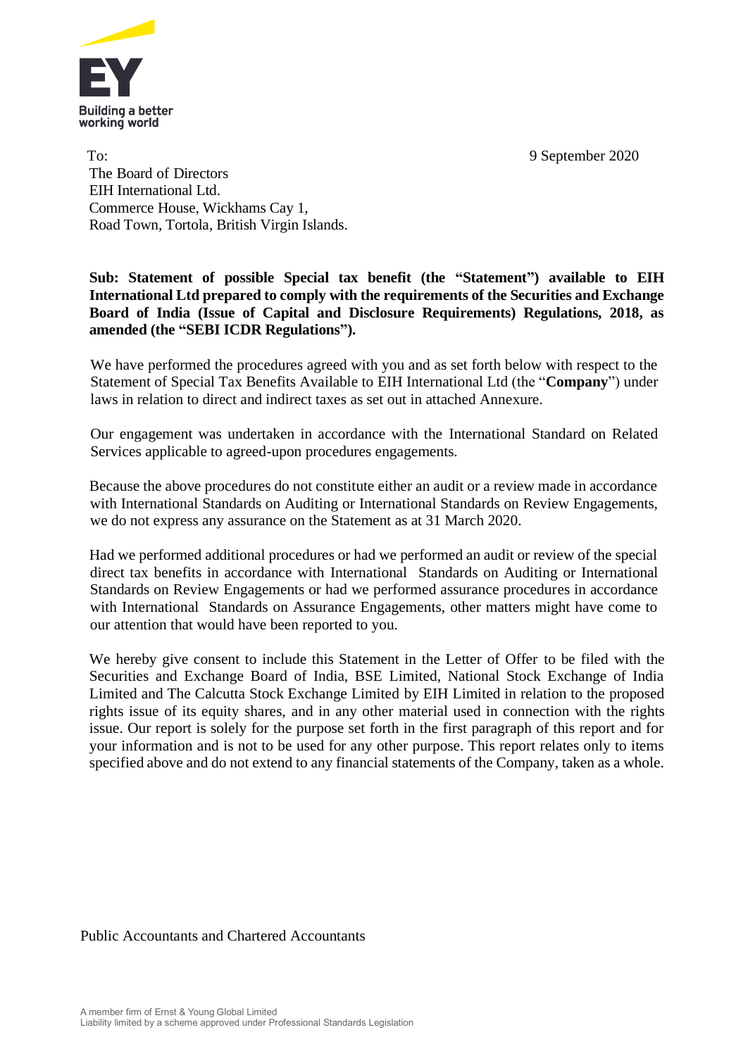EY
Building a better working world

To:
The Board of Directors
EIH International Ltd.
Commerce House, Wickhams Cay 1,
Road Town, Tortola, British Virgin Islands.

9 September 2020

**Sub: Statement of possible Special tax benefit (the "Statement") available to EIH International Ltd prepared to comply with the requirements of the Securities and Exchange Board of India (Issue of Capital and Disclosure Requirements) Regulations, 2018, as amended (the "SEBI ICDR Regulations").**

We have performed the procedures agreed with you and as set forth below with respect to the Statement of Special Tax Benefits Available to EIH International Ltd (the "**Company**") under laws in relation to direct and indirect taxes as set out in attached Annexure.

Our engagement was undertaken in accordance with the International Standard on Related Services applicable to agreed-upon procedures engagements.

Because the above procedures do not constitute either an audit or a review made in accordance with International Standards on Auditing or International Standards on Review Engagements, we do not express any assurance on the Statement as at 31 March 2020.

Had we performed additional procedures or had we performed an audit or review of the special direct tax benefits in accordance with International Standards on Auditing or International Standards on Review Engagements or had we performed assurance procedures in accordance with International Standards on Assurance Engagements, other matters might have come to our attention that would have been reported to you.

We hereby give consent to include this Statement in the Letter of Offer to be filed with the Securities and Exchange Board of India, BSE Limited, National Stock Exchange of India Limited and The Calcutta Stock Exchange Limited by EIH Limited in relation to the proposed rights issue of its equity shares, and in any other material used in connection with the rights issue. Our report is solely for the purpose set forth in the first paragraph of this report and for your information and is not to be used for any other purpose. This report relates only to items specified above and do not extend to any financial statements of the Company, taken as a whole.

Public Accountants and Chartered Accountants

A member firm of Ernst & Young Global Limited
Liability limited by a scheme approved under Professional Standards Legislation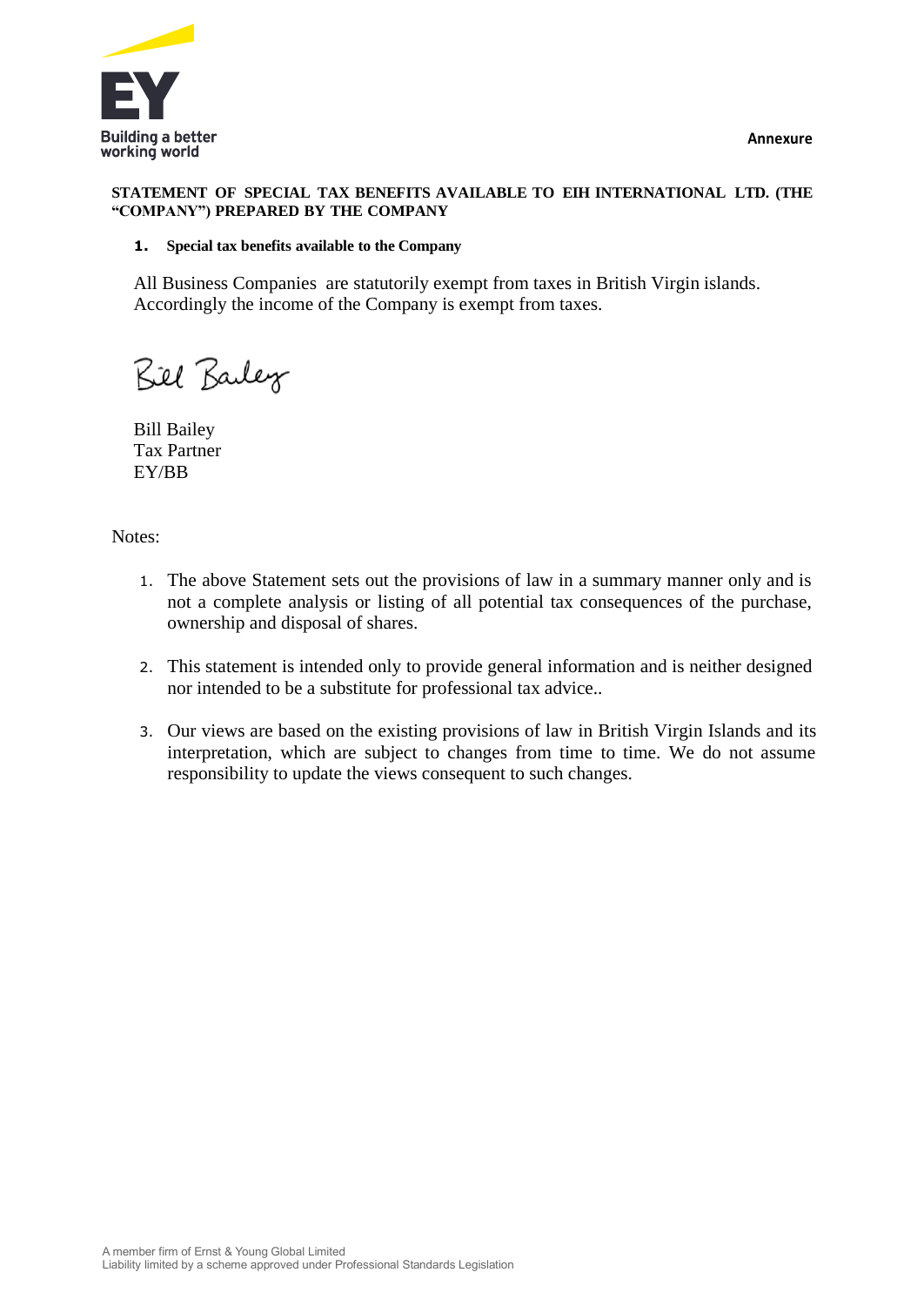Annexure

**STATEMENT OF SPECIAL TAX BENEFITS AVAILABLE TO EIH INTERNATIONAL LTD. (THE "COMPANY") PREPARED BY THE COMPANY**

1. **Special tax benefits available to the Company**

All Business Companies are statutorily exempt from taxes in British Virgin islands. Accordingly the income of the Company is exempt from taxes.

Bill Bailey
Tax Partner
EY/BB

Notes:

1. The above Statement sets out the provisions of law in a summary manner only and is not a complete analysis or listing of all potential tax consequences of the purchase, ownership and disposal of shares.

2. This statement is intended only to provide general information and is neither designed nor intended to be a substitute for professional tax advice..

3. Our views are based on the existing provisions of law in British Virgin Islands and its interpretation, which are subject to changes from time to time. We do not assume responsibility to update the views consequent to such changes.

A member firm of Ernst & Young Global Limited
Liability limited by a scheme approved under Professional Standards Legislation